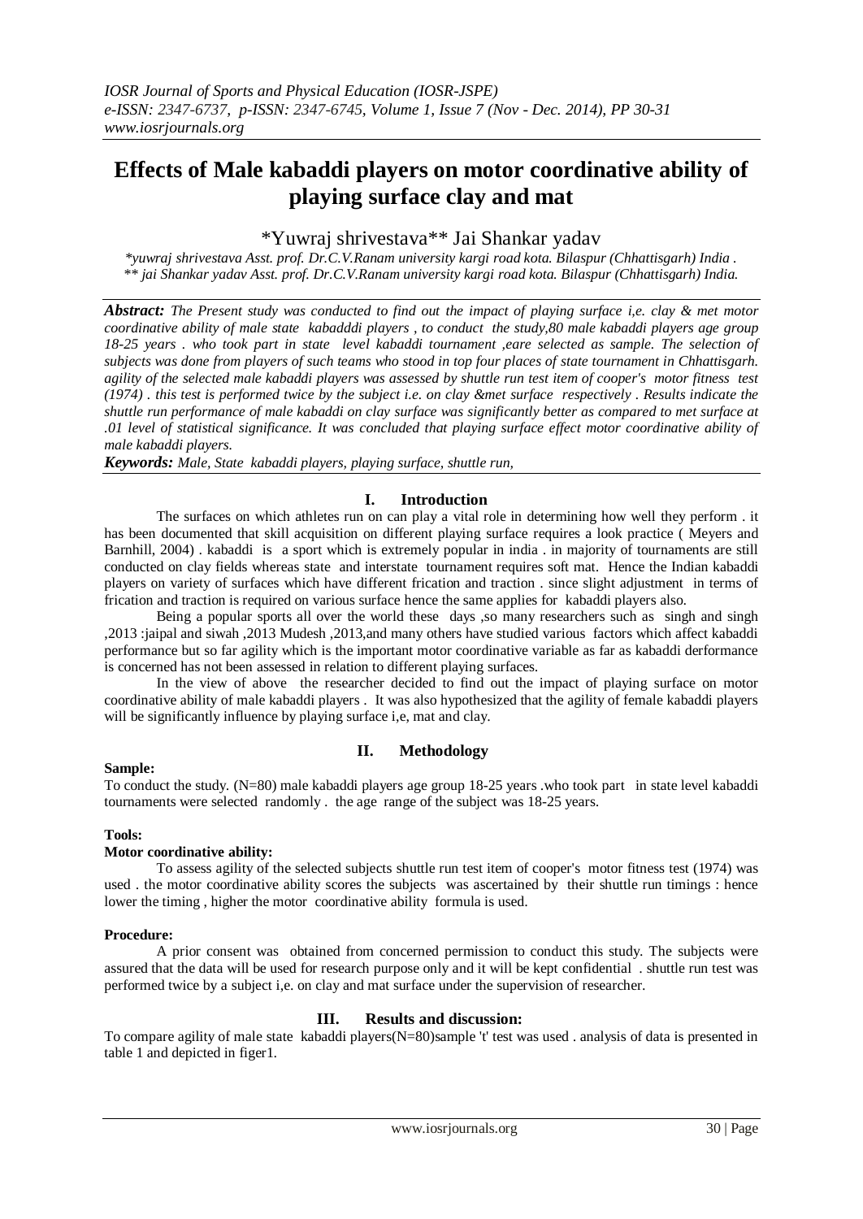# Effects of Male kabaddi players on motor coordinative ability of playing surface clay and mat

\*Yuwraj shrivestava\*\* Jai Shankar yadav

*\*yuwraj shrivestava Asst. prof. Dr.C.V.Ranam university kargi road kota. Bilaspur (Chhattisgarh) India .*
*\*\* jai Shankar yadav Asst. prof. Dr.C.V.Ranam university kargi road kota. Bilaspur (Chhattisgarh) India.*

***Abstract:*** *The Present study was conducted to find out the impact of playing surface i,e. clay & met motor coordinative ability of male state kabadddi players , to conduct the study,80 male kabaddi players age group 18-25 years . who took part in state level kabaddi tournament ,eare selected as sample. The selection of subjects was done from players of such teams who stood in top four places of state tournament in Chhattisgarh. agility of the selected male kabaddi players was assessed by shuttle run test item of cooper's motor fitness test (1974) . this test is performed twice by the subject i.e. on clay &met surface respectively . Results indicate the shuttle run performance of male kabaddi on clay surface was significantly better as compared to met surface at .01 level of statistical significance. It was concluded that playing surface effect motor coordinative ability of male kabaddi players.*

***Keywords:*** *Male, State kabaddi players, playing surface, shuttle run,*

## I. Introduction

The surfaces on which athletes run on can play a vital role in determining how well they perform . it has been documented that skill acquisition on different playing surface requires a look practice ( Meyers and Barnhill, 2004) . kabaddi is a sport which is extremely popular in india . in majority of tournaments are still conducted on clay fields whereas state and interstate tournament requires soft mat. Hence the Indian kabaddi players on variety of surfaces which have different frication and traction . since slight adjustment in terms of frication and traction is required on various surface hence the same applies for kabaddi players also.

Being a popular sports all over the world these days ,so many researchers such as singh and singh ,2013 :jaipal and siwah ,2013 Mudesh ,2013,and many others have studied various factors which affect kabaddi performance but so far agility which is the important motor coordinative variable as far as kabaddi derformance is concerned has not been assessed in relation to different playing surfaces.

In the view of above the researcher decided to find out the impact of playing surface on motor coordinative ability of male kabaddi players . It was also hypothesized that the agility of female kabaddi players will be significantly influence by playing surface i,e, mat and clay.

## II. Methodology

**Sample:**

To conduct the study. (N=80) male kabaddi players age group 18-25 years .who took part in state level kabaddi tournaments were selected randomly . the age range of the subject was 18-25 years.

**Tools:**

**Motor coordinative ability:**

To assess agility of the selected subjects shuttle run test item of cooper's motor fitness test (1974) was used . the motor coordinative ability scores the subjects was ascertained by their shuttle run timings : hence lower the timing , higher the motor coordinative ability formula is used.

**Procedure:**

A prior consent was obtained from concerned permission to conduct this study. The subjects were assured that the data will be used for research purpose only and it will be kept confidential . shuttle run test was performed twice by a subject i,e. on clay and mat surface under the supervision of researcher.

## III. Results and discussion:

To compare agility of male state kabaddi players(N=80)sample 't' test was used . analysis of data is presented in table 1 and depicted in figer1.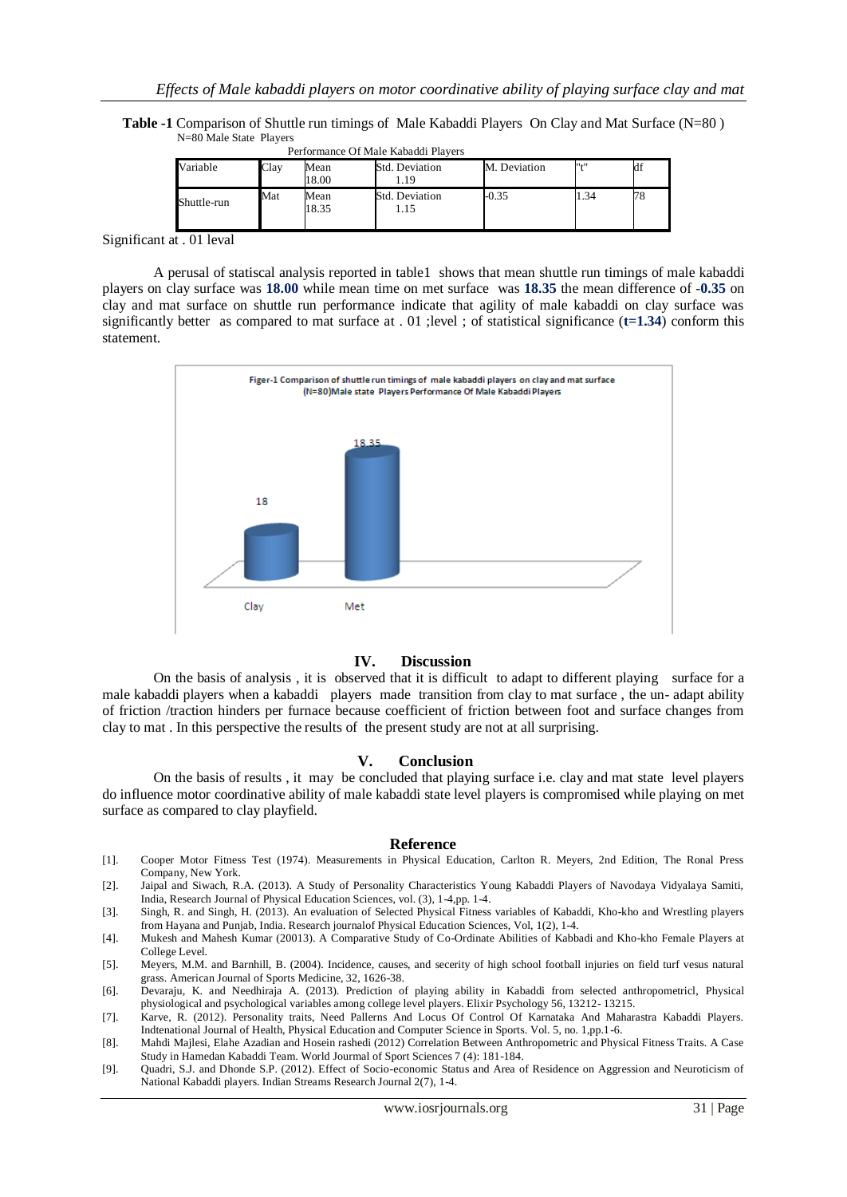**Table -1** Comparison of Shuttle run timings of Male Kabaddi Players On Clay and Mat Surface (N=80 )

N=80 Male State Players

Performance Of Male Kabaddi Players

| Variable | Clay | Mean 18.00 | Std. Deviation 1.19 | M. Deviation | "t" | df |
|---|---|---|---|---|---|---|
| Shuttle-run | Mat | Mean 18.35 | Std. Deviation 1.15 | -0.35 | 1.34 | 78 |

Significant at . 01 leval

A perusal of statiscal analysis reported in table1 shows that mean shuttle run timings of male kabaddi players on clay surface was **18.00** while mean time on met surface was **18.35** the mean difference of **-0.35** on clay and mat surface on shuttle run performance indicate that agility of male kabaddi on clay surface was significantly better as compared to mat surface at . 01 ;level ; of statistical significance (**t=1.34**) conform this statement.

Figer-1 Comparison of shuttle run timings of male kabaddi players on clay and mat surface (N=80)Male state Players Performance Of Male Kabaddi Players

18.35

18

Clay

Met

## IV. Discussion

On the basis of analysis , it is observed that it is difficult to adapt to different playing surface for a male kabaddi players when a kabaddi players made transition from clay to mat surface , the un- adapt ability of friction /traction hinders per furnace because coefficient of friction between foot and surface changes from clay to mat . In this perspective the results of the present study are not at all surprising.

## V. Conclusion

On the basis of results , it may be concluded that playing surface i.e. clay and mat state level players do influence motor coordinative ability of male kabaddi state level players is compromised while playing on met surface as compared to clay playfield.

## Reference

[1]. Cooper Motor Fitness Test (1974). Measurements in Physical Education, Carlton R. Meyers, 2nd Edition, The Ronal Press Company, New York.

[2]. Jaipal and Siwach, R.A. (2013). A Study of Personality Characteristics Young Kabaddi Players of Navodaya Vidyalaya Samiti, India, Research Journal of Physical Education Sciences, vol. (3), 1-4,pp. 1-4.

[3]. Singh, R. and Singh, H. (2013). An evaluation of Selected Physical Fitness variables of Kabaddi, Kho-kho and Wrestling players from Hayana and Punjab, India. Research journalof Physical Education Sciences, Vol, 1(2), 1-4.

[4]. Mukesh and Mahesh Kumar (20013). A Comparative Study of Co-Ordinate Abilities of Kabbadi and Kho-kho Female Players at College Level.

[5]. Meyers, M.M. and Barnhill, B. (2004). Incidence, causes, and secerity of high school football injuries on field turf vesus natural grass. American Journal of Sports Medicine, 32, 1626-38.

[6]. Devaraju, K. and Needhiraja A. (2013). Prediction of playing ability in Kabaddi from selected anthropometricl, Physical physiological and psychological variables among college level players. Elixir Psychology 56, 13212- 13215.

[7]. Karve, R. (2012). Personality traits, Need Pallerns And Locus Of Control Of Karnataka And Maharastra Kabaddi Players. Indtenational Journal of Health, Physical Education and Computer Science in Sports. Vol. 5, no. 1,pp.1-6.

[8]. Mahdi Majlesi, Elahe Azadian and Hosein rashedi (2012) Correlation Between Anthropometric and Physical Fitness Traits. A Case Study in Hamedan Kabaddi Team. World Journmal of Sport Sciences 7 (4): 181-184.

[9]. Quadri, S.J. and Dhonde S.P. (2012). Effect of Socio-economic Status and Area of Residence on Aggression and Neuroticism of National Kabaddi players. Indian Streams Research Journal 2(7), 1-4.